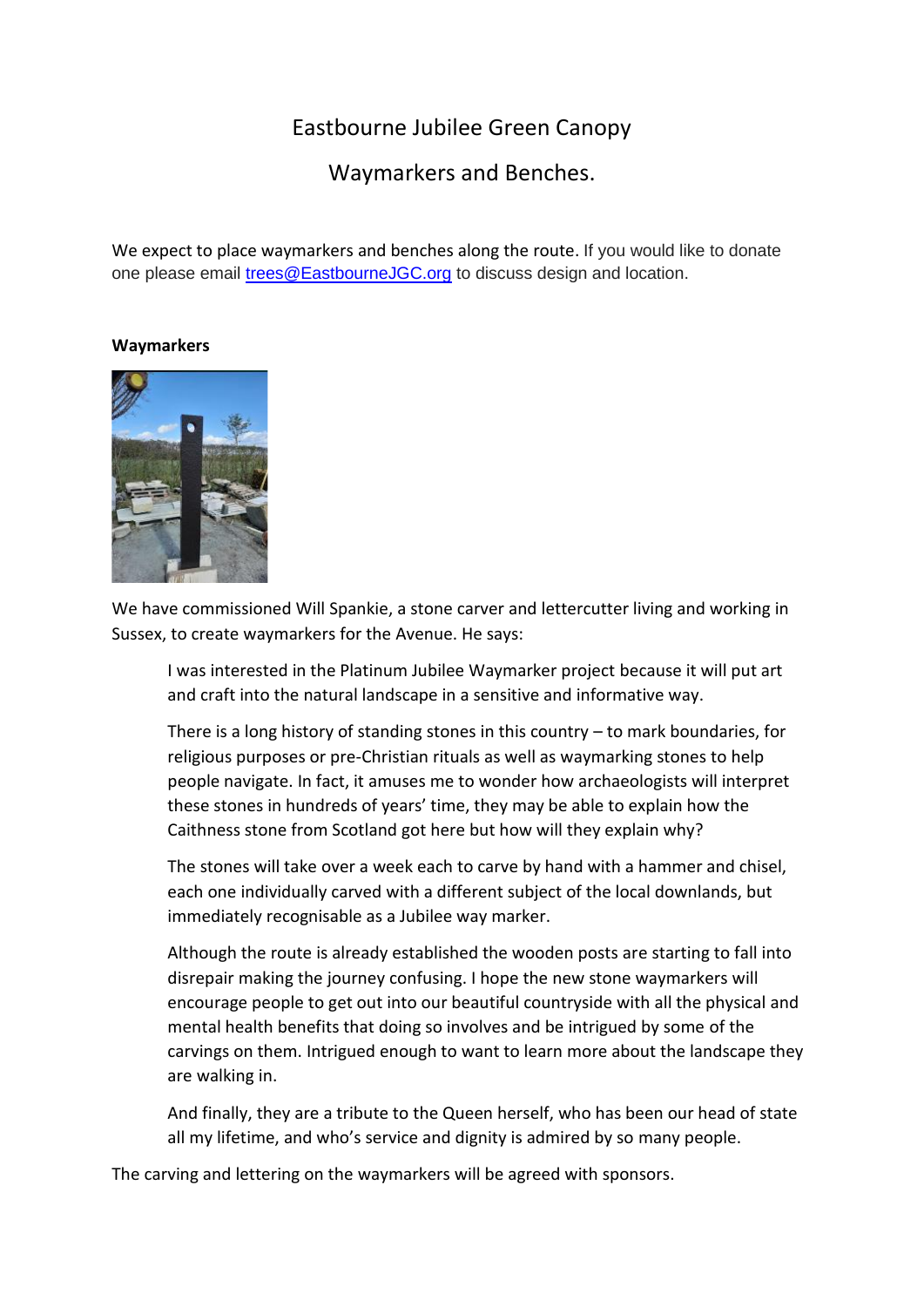# Eastbourne Jubilee Green Canopy

## Waymarkers and Benches.

We expect to place waymarkers and benches along the route. If you would like to donate one please email trees@EastbourneJGC.org to discuss design and location.

**Waymarkers**

We have commissioned Will Spankie, a stone carver and lettercutter living and working in Sussex, to create waymarkers for the Avenue. He says:

> I was interested in the Platinum Jubilee Waymarker project because it will put art and craft into the natural landscape in a sensitive and informative way.
>
> There is a long history of standing stones in this country – to mark boundaries, for religious purposes or pre-Christian rituals as well as waymarking stones to help people navigate. In fact, it amuses me to wonder how archaeologists will interpret these stones in hundreds of years' time, they may be able to explain how the Caithness stone from Scotland got here but how will they explain why?
>
> The stones will take over a week each to carve by hand with a hammer and chisel, each one individually carved with a different subject of the local downlands, but immediately recognisable as a Jubilee way marker.
>
> Although the route is already established the wooden posts are starting to fall into disrepair making the journey confusing. I hope the new stone waymarkers will encourage people to get out into our beautiful countryside with all the physical and mental health benefits that doing so involves and be intrigued by some of the carvings on them. Intrigued enough to want to learn more about the landscape they are walking in.
>
> And finally, they are a tribute to the Queen herself, who has been our head of state all my lifetime, and who's service and dignity is admired by so many people.

The carving and lettering on the waymarkers will be agreed with sponsors.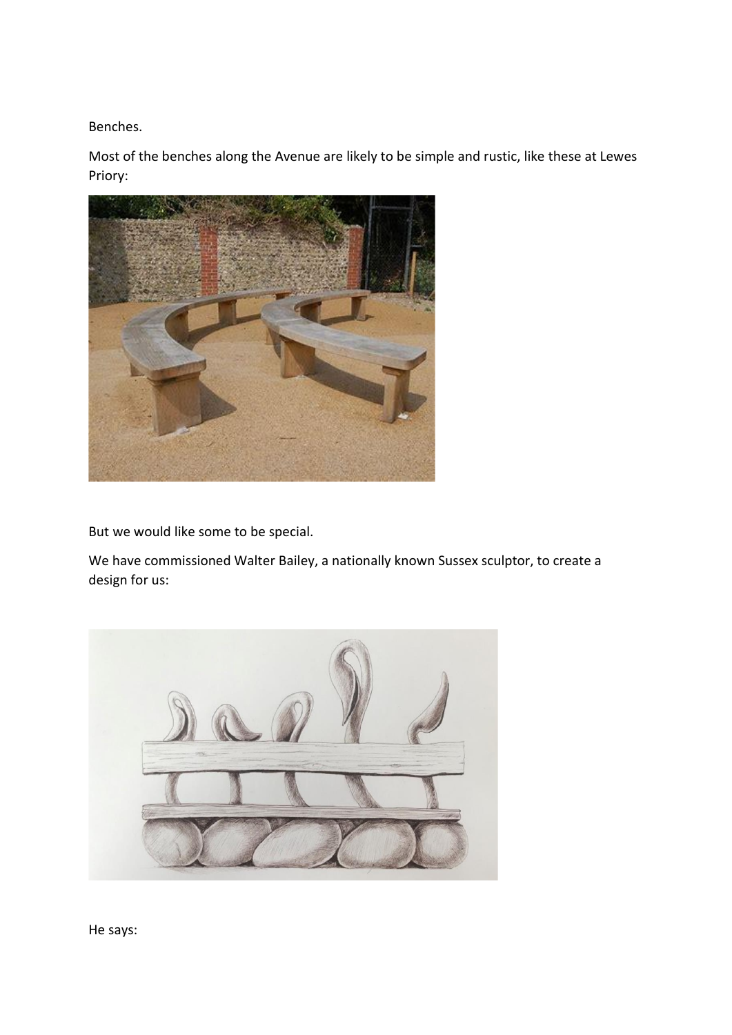Benches.

Most of the benches along the Avenue are likely to be simple and rustic, like these at Lewes Priory:

But we would like some to be special.

We have commissioned Walter Bailey, a nationally known Sussex sculptor, to create a design for us:

He says: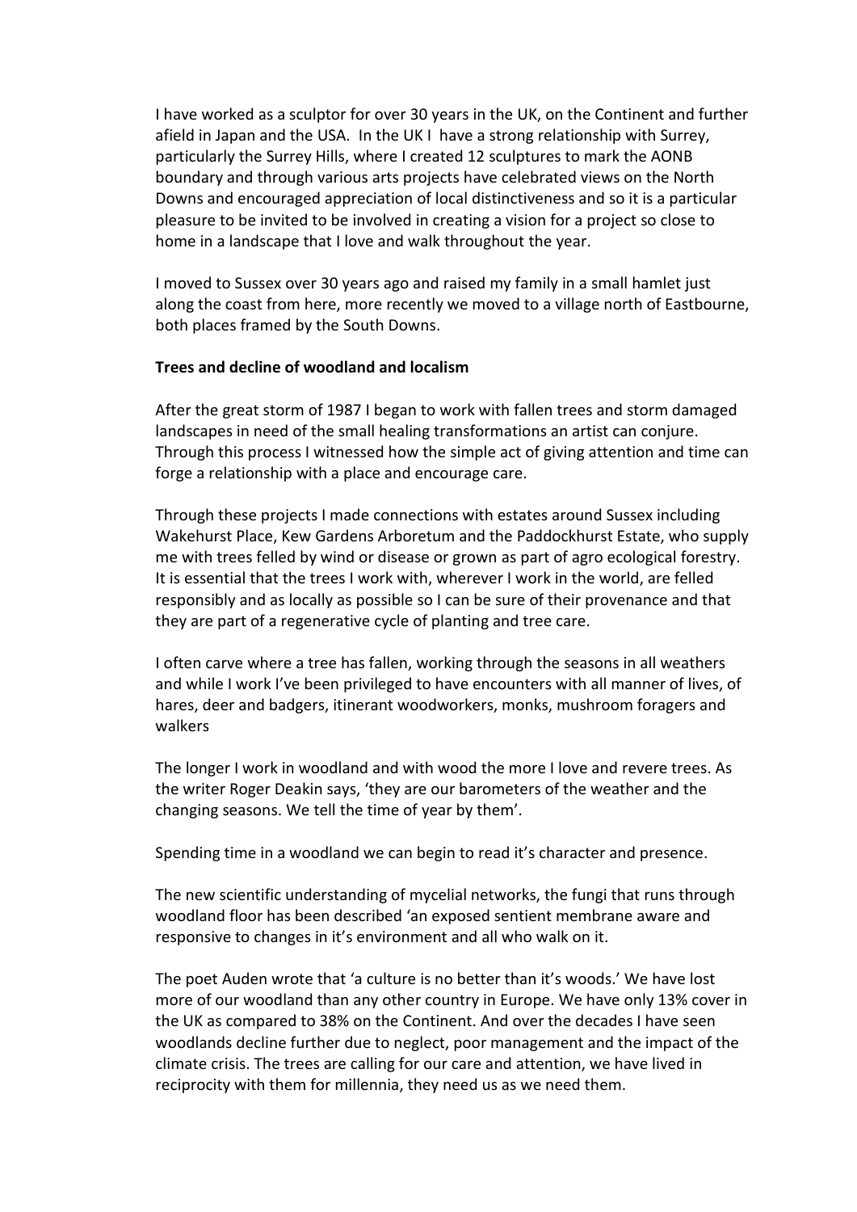I have worked as a sculptor for over 30 years in the UK, on the Continent and further afield in Japan and the USA. In the UK I have a strong relationship with Surrey, particularly the Surrey Hills, where I created 12 sculptures to mark the AONB boundary and through various arts projects have celebrated views on the North Downs and encouraged appreciation of local distinctiveness and so it is a particular pleasure to be invited to be involved in creating a vision for a project so close to home in a landscape that I love and walk throughout the year.

I moved to Sussex over 30 years ago and raised my family in a small hamlet just along the coast from here, more recently we moved to a village north of Eastbourne, both places framed by the South Downs.

**Trees and decline of woodland and localism**

After the great storm of 1987 I began to work with fallen trees and storm damaged landscapes in need of the small healing transformations an artist can conjure. Through this process I witnessed how the simple act of giving attention and time can forge a relationship with a place and encourage care.

Through these projects I made connections with estates around Sussex including Wakehurst Place, Kew Gardens Arboretum and the Paddockhurst Estate, who supply me with trees felled by wind or disease or grown as part of agro ecological forestry. It is essential that the trees I work with, wherever I work in the world, are felled responsibly and as locally as possible so I can be sure of their provenance and that they are part of a regenerative cycle of planting and tree care.

I often carve where a tree has fallen, working through the seasons in all weathers and while I work I've been privileged to have encounters with all manner of lives, of hares, deer and badgers, itinerant woodworkers, monks, mushroom foragers and walkers

The longer I work in woodland and with wood the more I love and revere trees. As the writer Roger Deakin says, 'they are our barometers of the weather and the changing seasons. We tell the time of year by them'.

Spending time in a woodland we can begin to read it's character and presence.

The new scientific understanding of mycelial networks, the fungi that runs through woodland floor has been described 'an exposed sentient membrane aware and responsive to changes in it's environment and all who walk on it.

The poet Auden wrote that 'a culture is no better than it's woods.' We have lost more of our woodland than any other country in Europe. We have only 13% cover in the UK as compared to 38% on the Continent. And over the decades I have seen woodlands decline further due to neglect, poor management and the impact of the climate crisis. The trees are calling for our care and attention, we have lived in reciprocity with them for millennia, they need us as we need them.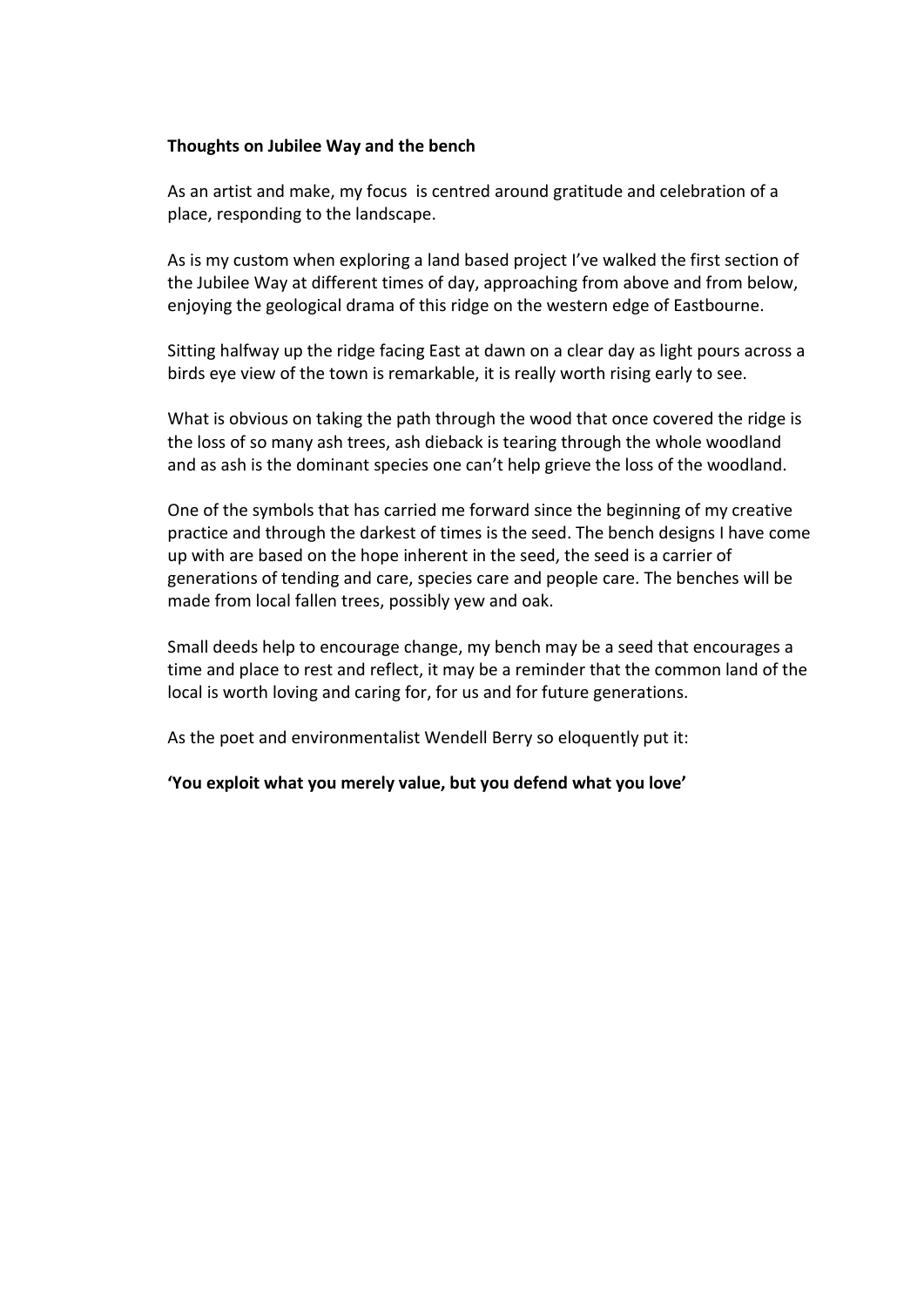**Thoughts on Jubilee Way and the bench**

As an artist and make, my focus  is centred around gratitude and celebration of a place, responding to the landscape.

As is my custom when exploring a land based project I've walked the first section of the Jubilee Way at different times of day, approaching from above and from below, enjoying the geological drama of this ridge on the western edge of Eastbourne.

Sitting halfway up the ridge facing East at dawn on a clear day as light pours across a birds eye view of the town is remarkable, it is really worth rising early to see.

What is obvious on taking the path through the wood that once covered the ridge is the loss of so many ash trees, ash dieback is tearing through the whole woodland and as ash is the dominant species one can't help grieve the loss of the woodland.

One of the symbols that has carried me forward since the beginning of my creative practice and through the darkest of times is the seed. The bench designs I have come up with are based on the hope inherent in the seed, the seed is a carrier of generations of tending and care, species care and people care. The benches will be made from local fallen trees, possibly yew and oak.

Small deeds help to encourage change, my bench may be a seed that encourages a time and place to rest and reflect, it may be a reminder that the common land of the local is worth loving and caring for, for us and for future generations.

As the poet and environmentalist Wendell Berry so eloquently put it:

**'You exploit what you merely value, but you defend what you love'**